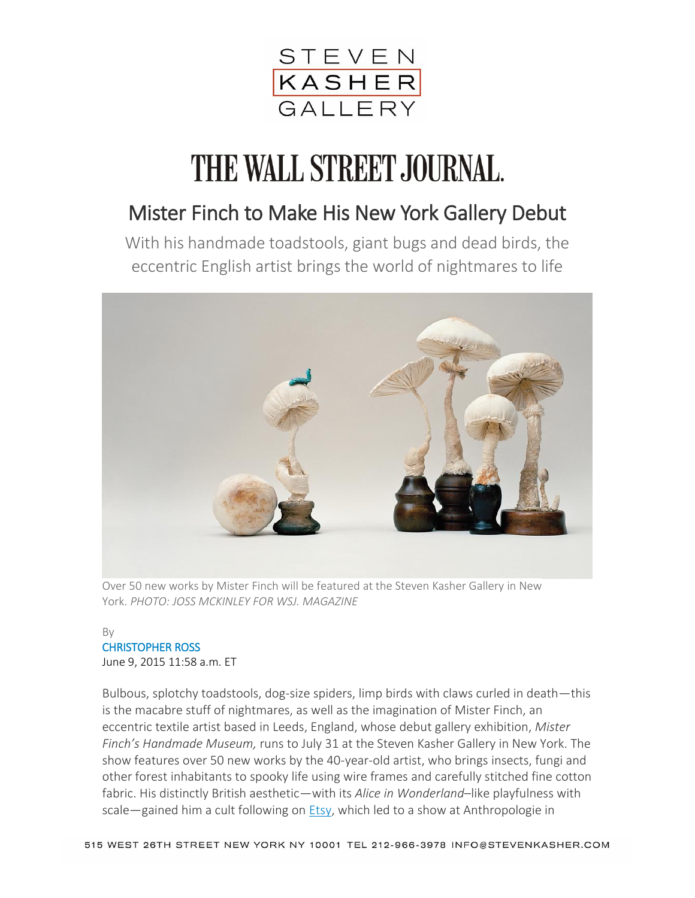STEVEN KASHER GALLERY

# THE WALL STREET JOURNAL.

## Mister Finch to Make His New York Gallery Debut

With his handmade toadstools, giant bugs and dead birds, the eccentric English artist brings the world of nightmares to life

Over 50 new works by Mister Finch will be featured at the Steven Kasher Gallery in New York. *PHOTO: JOSS MCKINLEY FOR WSJ. MAGAZINE*

By
CHRISTOPHER ROSS
June 9, 2015 11:58 a.m. ET

Bulbous, splotchy toadstools, dog-size spiders, limp birds with claws curled in death—this is the macabre stuff of nightmares, as well as the imagination of Mister Finch, an eccentric textile artist based in Leeds, England, whose debut gallery exhibition, *Mister Finch's Handmade Museum,* runs to July 31 at the Steven Kasher Gallery in New York. The show features over 50 new works by the 40-year-old artist, who brings insects, fungi and other forest inhabitants to spooky life using wire frames and carefully stitched fine cotton fabric. His distinctly British aesthetic—with its *Alice in Wonderland*–like playfulness with scale—gained him a cult following on Etsy, which led to a show at Anthropologie in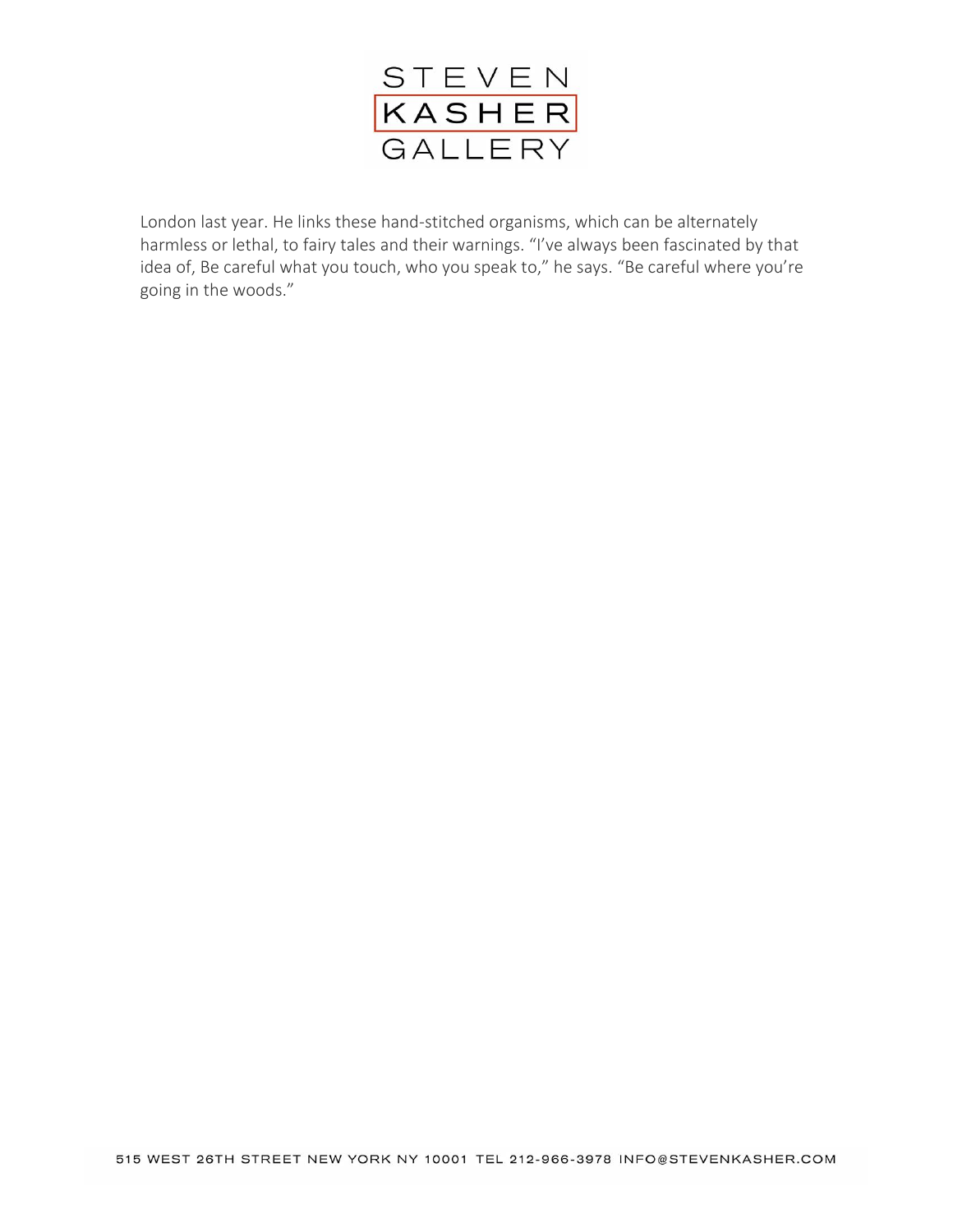London last year. He links these hand-stitched organisms, which can be alternately harmless or lethal, to fairy tales and their warnings. "I've always been fascinated by that idea of, Be careful what you touch, who you speak to," he says. "Be careful where you're going in the woods."